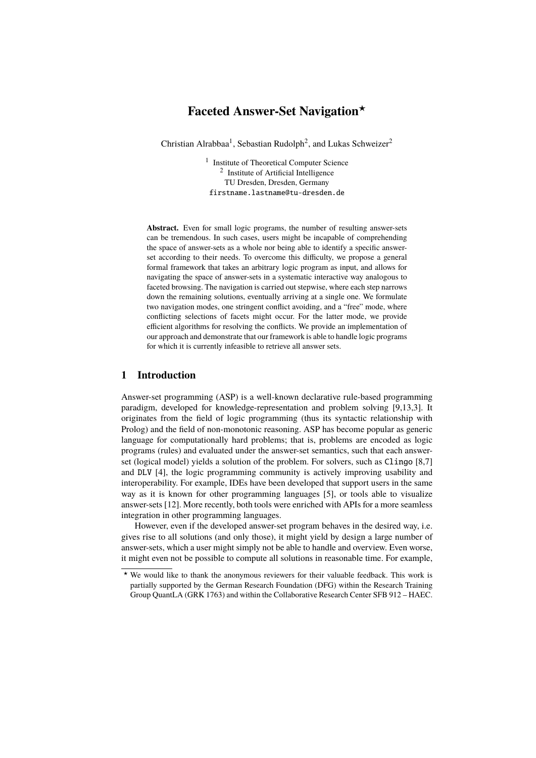# Faceted Answer-Set Navigation*

Christian Alrabbaa[1], Sebastian Rudolph[2], and Lukas Schweizer[2]

[1] Institute of Theoretical Computer Science
[2] Institute of Artificial Intelligence
TU Dresden, Dresden, Germany
firstname.lastname@tu-dresden.de

**Abstract.** Even for small logic programs, the number of resulting answer-sets can be tremendous. In such cases, users might be incapable of comprehending the space of answer-sets as a whole nor being able to identify a specific answer-set according to their needs. To overcome this difficulty, we propose a general formal framework that takes an arbitrary logic program as input, and allows for navigating the space of answer-sets in a systematic interactive way analogous to faceted browsing. The navigation is carried out stepwise, where each step narrows down the remaining solutions, eventually arriving at a single one. We formulate two navigation modes, one stringent conflict avoiding, and a "free" mode, where conflicting selections of facets might occur. For the latter mode, we provide efficient algorithms for resolving the conflicts. We provide an implementation of our approach and demonstrate that our framework is able to handle logic programs for which it is currently infeasible to retrieve all answer sets.

## 1 Introduction

Answer-set programming (ASP) is a well-known declarative rule-based programming paradigm, developed for knowledge-representation and problem solving [9,13,3]. It originates from the field of logic programming (thus its syntactic relationship with Prolog) and the field of non-monotonic reasoning. ASP has become popular as generic language for computationally hard problems; that is, problems are encoded as logic programs (rules) and evaluated under the answer-set semantics, such that each answer-set (logical model) yields a solution of the problem. For solvers, such as `Clingo` [8,7] and `DLV` [4], the logic programming community is actively improving usability and interoperability. For example, IDEs have been developed that support users in the same way as it is known for other programming languages [5], or tools able to visualize answer-sets [12]. More recently, both tools were enriched with APIs for a more seamless integration in other programming languages.

However, even if the developed answer-set program behaves in the desired way, i.e. gives rise to all solutions (and only those), it might yield by design a large number of answer-sets, which a user might simply not be able to handle and overview. Even worse, it might even not be possible to compute all solutions in reasonable time. For example,

* We would like to thank the anonymous reviewers for their valuable feedback. This work is partially supported by the German Research Foundation (DFG) within the Research Training Group QuantLA (GRK 1763) and within the Collaborative Research Center SFB 912 – HAEC.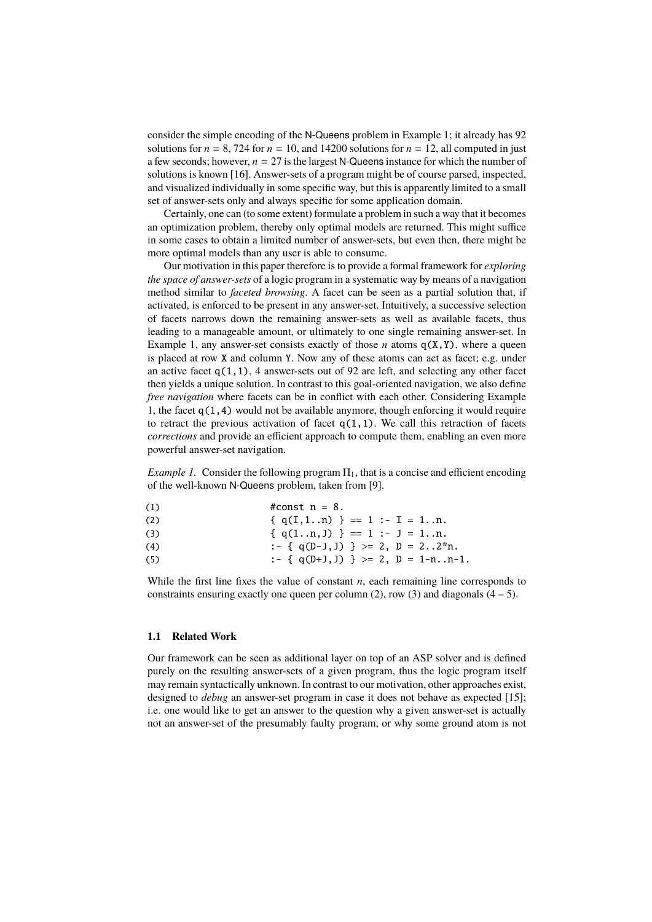consider the simple encoding of the N-Queens problem in Example 1; it already has 92 solutions for $n = 8$, 724 for $n = 10$, and 14200 solutions for $n = 12$, all computed in just a few seconds; however, $n = 27$ is the largest N-Queens instance for which the number of solutions is known [16]. Answer-sets of a program might be of course parsed, inspected, and visualized individually in some specific way, but this is apparently limited to a small set of answer-sets only and always specific for some application domain.

Certainly, one can (to some extent) formulate a problem in such a way that it becomes an optimization problem, thereby only optimal models are returned. This might suffice in some cases to obtain a limited number of answer-sets, but even then, there might be more optimal models than any user is able to consume.

Our motivation in this paper therefore is to provide a formal framework for *exploring the space of answer-sets* of a logic program in a systematic way by means of a navigation method similar to *faceted browsing*. A facet can be seen as a partial solution that, if activated, is enforced to be present in any answer-set. Intuitively, a successive selection of facets narrows down the remaining answer-sets as well as available facets, thus leading to a manageable amount, or ultimately to one single remaining answer-set. In Example 1, any answer-set consists exactly of those $n$ atoms `q(X,Y)`, where a queen is placed at row `X` and column `Y`. Now any of these atoms can act as facet; e.g. under an active facet `q(1,1)`, 4 answer-sets out of 92 are left, and selecting any other facet then yields a unique solution. In contrast to this goal-oriented navigation, we also define *free navigation* where facets can be in conflict with each other. Considering Example 1, the facet `q(1,4)` would not be available anymore, though enforcing it would require to retract the previous activation of facet `q(1,1)`. We call this retraction of facets *corrections* and provide an efficient approach to compute them, enabling an even more powerful answer-set navigation.

*Example 1.* Consider the following program $\Pi_1$, that is a concise and efficient encoding of the well-known N-Queens problem, taken from [9].

```
(1)    #const n = 8.
(2)    { q(I,1..n) } == 1 :- I = 1..n.
(3)    { q(1..n,J) } == 1 :- J = 1..n.
(4)    :- { q(D-J,J) } >= 2, D = 2..2*n.
(5)    :- { q(D+J,J) } >= 2, D = 1-n..n-1.
```

While the first line fixes the value of constant $n$, each remaining line corresponds to constraints ensuring exactly one queen per column (2), row (3) and diagonals (4 – 5).

### 1.1 Related Work

Our framework can be seen as additional layer on top of an ASP solver and is defined purely on the resulting answer-sets of a given program, thus the logic program itself may remain syntactically unknown. In contrast to our motivation, other approaches exist, designed to *debug* an answer-set program in case it does not behave as expected [15]; i.e. one would like to get an answer to the question why a given answer-set is actually not an answer-set of the presumably faulty program, or why some ground atom is not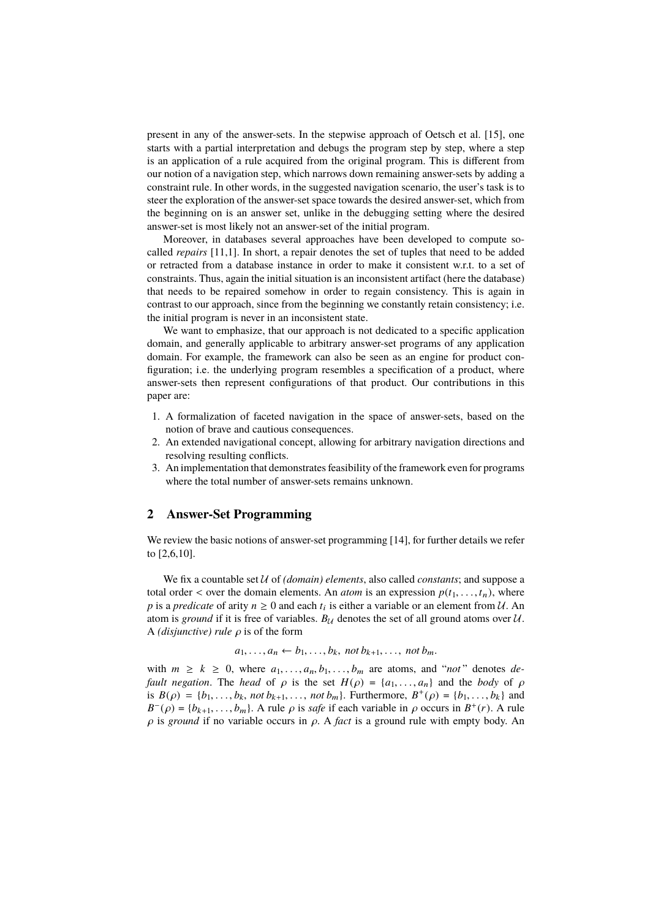present in any of the answer-sets. In the stepwise approach of Oetsch et al. [15], one starts with a partial interpretation and debugs the program step by step, where a step is an application of a rule acquired from the original program. This is different from our notion of a navigation step, which narrows down remaining answer-sets by adding a constraint rule. In other words, in the suggested navigation scenario, the user's task is to steer the exploration of the answer-set space towards the desired answer-set, which from the beginning on is an answer set, unlike in the debugging setting where the desired answer-set is most likely not an answer-set of the initial program.

Moreover, in databases several approaches have been developed to compute so-called *repairs* [11,1]. In short, a repair denotes the set of tuples that need to be added or retracted from a database instance in order to make it consistent w.r.t. to a set of constraints. Thus, again the initial situation is an inconsistent artifact (here the database) that needs to be repaired somehow in order to regain consistency. This is again in contrast to our approach, since from the beginning we constantly retain consistency; i.e. the initial program is never in an inconsistent state.

We want to emphasize, that our approach is not dedicated to a specific application domain, and generally applicable to arbitrary answer-set programs of any application domain. For example, the framework can also be seen as an engine for product configuration; i.e. the underlying program resembles a specification of a product, where answer-sets then represent configurations of that product. Our contributions in this paper are:

1. A formalization of faceted navigation in the space of answer-sets, based on the notion of brave and cautious consequences.
2. An extended navigational concept, allowing for arbitrary navigation directions and resolving resulting conflicts.
3. An implementation that demonstrates feasibility of the framework even for programs where the total number of answer-sets remains unknown.

## 2 Answer-Set Programming

We review the basic notions of answer-set programming [14], for further details we refer to [2,6,10].

We fix a countable set $\mathcal{U}$ of *(domain) elements*, also called *constants*; and suppose a total order $<$ over the domain elements. An *atom* is an expression $p(t_1, \ldots, t_n)$, where $p$ is a *predicate* of arity $n \geq 0$ and each $t_i$ is either a variable or an element from $\mathcal{U}$. An atom is *ground* if it is free of variables. $B_{\mathcal{U}}$ denotes the set of all ground atoms over $\mathcal{U}$. A *(disjunctive) rule* $\rho$ is of the form

$$a_1, \ldots, a_n \leftarrow b_1, \ldots, b_k,\ not\, b_{k+1}, \ldots,\ not\, b_m.$$

with $m \geq k \geq 0$, where $a_1, \ldots, a_n, b_1, \ldots, b_m$ are atoms, and "*not*" denotes *default negation*. The *head* of $\rho$ is the set $H(\rho) = \{a_1, \ldots, a_n\}$ and the *body* of $\rho$ is $B(\rho) = \{b_1, \ldots, b_k, not\, b_{k+1}, \ldots, not\, b_m\}$. Furthermore, $B^+(\rho) = \{b_1, \ldots, b_k\}$ and $B^-(\rho) = \{b_{k+1}, \ldots, b_m\}$. A rule $\rho$ is *safe* if each variable in $\rho$ occurs in $B^+(r)$. A rule $\rho$ is *ground* if no variable occurs in $\rho$. A *fact* is a ground rule with empty body. An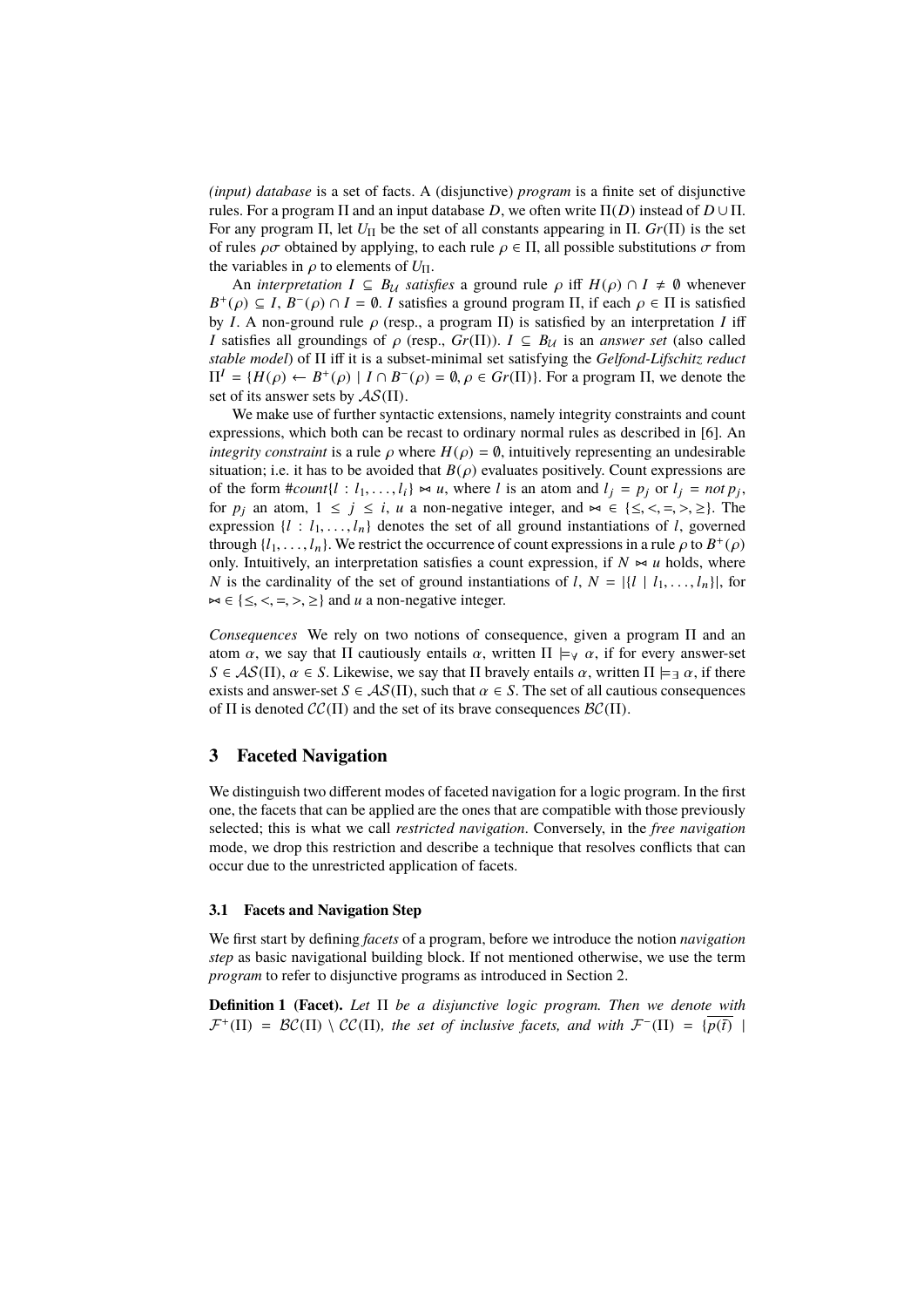*(input) database* is a set of facts. A (disjunctive) *program* is a finite set of disjunctive rules. For a program $\Pi$ and an input database $D$, we often write $\Pi(D)$ instead of $D \cup \Pi$. For any program $\Pi$, let $U_\Pi$ be the set of all constants appearing in $\Pi$. $Gr(\Pi)$ is the set of rules $\rho\sigma$ obtained by applying, to each rule $\rho \in \Pi$, all possible substitutions $\sigma$ from the variables in $\rho$ to elements of $U_\Pi$.

An *interpretation* $I \subseteq B_\mathcal{U}$ *satisfies* a ground rule $\rho$ iff $H(\rho) \cap I \neq \emptyset$ whenever $B^+(\rho) \subseteq I$, $B^-(\rho) \cap I = \emptyset$. $I$ satisfies a ground program $\Pi$, if each $\rho \in \Pi$ is satisfied by $I$. A non-ground rule $\rho$ (resp., a program $\Pi$) is satisfied by an interpretation $I$ iff $I$ satisfies all groundings of $\rho$ (resp., $Gr(\Pi)$). $I \subseteq B_\mathcal{U}$ is an *answer set* (also called *stable model*) of $\Pi$ iff it is a subset-minimal set satisfying the *Gelfond-Lifschitz reduct* $\Pi^I = \{H(\rho) \leftarrow B^+(\rho) \mid I \cap B^-(\rho) = \emptyset, \rho \in Gr(\Pi)\}$. For a program $\Pi$, we denote the set of its answer sets by $\mathcal{AS}(\Pi)$.

We make use of further syntactic extensions, namely integrity constraints and count expressions, which both can be recast to ordinary normal rules as described in [6]. An *integrity constraint* is a rule $\rho$ where $H(\rho) = \emptyset$, intuitively representing an undesirable situation; i.e. it has to be avoided that $B(\rho)$ evaluates positively. Count expressions are of the form $\#count\{l : l_1, \ldots, l_i\} \bowtie u$, where $l$ is an atom and $l_j = p_j$ or $l_j = not\, p_j$, for $p_j$ an atom, $1 \leq j \leq i$, $u$ a non-negative integer, and $\bowtie \in \{\leq, <, =, >, \geq\}$. The expression $\{l : l_1, \ldots, l_n\}$ denotes the set of all ground instantiations of $l$, governed through $\{l_1, \ldots, l_n\}$. We restrict the occurrence of count expressions in a rule $\rho$ to $B^+(\rho)$ only. Intuitively, an interpretation satisfies a count expression, if $N \bowtie u$ holds, where $N$ is the cardinality of the set of ground instantiations of $l$, $N = |\{l \mid l_1, \ldots, l_n\}|$, for $\bowtie \in \{\leq, <, =, >, \geq\}$ and $u$ a non-negative integer.

*Consequences* We rely on two notions of consequence, given a program $\Pi$ and an atom $\alpha$, we say that $\Pi$ cautiously entails $\alpha$, written $\Pi \models_\forall \alpha$, if for every answer-set $S \in \mathcal{AS}(\Pi)$, $\alpha \in S$. Likewise, we say that $\Pi$ bravely entails $\alpha$, written $\Pi \models_\exists \alpha$, if there exists and answer-set $S \in \mathcal{AS}(\Pi)$, such that $\alpha \in S$. The set of all cautious consequences of $\Pi$ is denoted $\mathcal{CC}(\Pi)$ and the set of its brave consequences $\mathcal{BC}(\Pi)$.

## 3 Faceted Navigation

We distinguish two different modes of faceted navigation for a logic program. In the first one, the facets that can be applied are the ones that are compatible with those previously selected; this is what we call *restricted navigation*. Conversely, in the *free navigation* mode, we drop this restriction and describe a technique that resolves conflicts that can occur due to the unrestricted application of facets.

### 3.1 Facets and Navigation Step

We first start by defining *facets* of a program, before we introduce the notion *navigation step* as basic navigational building block. If not mentioned otherwise, we use the term *program* to refer to disjunctive programs as introduced in Section 2.

**Definition 1 (Facet).** *Let* $\Pi$ *be a disjunctive logic program. Then we denote with* $\mathcal{F}^+(\Pi) = \mathcal{BC}(\Pi) \setminus \mathcal{CC}(\Pi)$*, the set of inclusive facets, and with* $\mathcal{F}^-(\Pi) = \{\overline{p(\bar{t})} \mid$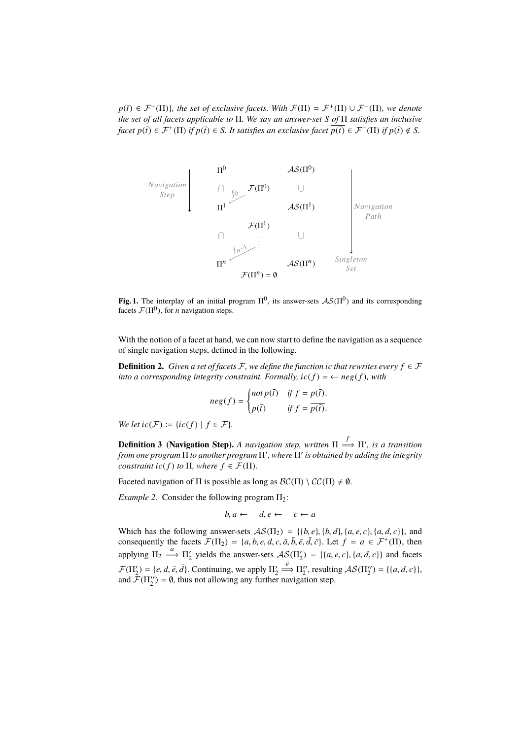$p(\bar{t}) \in \mathcal{F}^+(\Pi)\}$*, the set of exclusive facets. With* $\mathcal{F}(\Pi) = \mathcal{F}^+(\Pi) \cup \mathcal{F}^-(\Pi)$*, we denote the set of all facets applicable to* $\Pi$*. We say an answer-set* $S$ *of* $\Pi$ *satisfies an inclusive facet* $p(\bar{t}) \in \mathcal{F}^+(\Pi)$ *if* $p(\bar{t}) \in S$*. It satisfies an exclusive facet* $\overline{p(\bar{t})} \in \mathcal{F}^-(\Pi)$ *if* $p(\bar{t}) \notin S$*.*

**Fig. 1.** The interplay of an initial program $\Pi^0$, its answer-sets $\mathcal{AS}(\Pi^0)$ and its corresponding facets $\mathcal{F}(\Pi^0)$, for $n$ navigation steps.

With the notion of a facet at hand, we can now start to define the navigation as a sequence of single navigation steps, defined in the following.

**Definition 2.** *Given a set of facets* $\mathcal{F}$*, we define the function* $ic$ *that rewrites every* $f \in \mathcal{F}$ *into a corresponding integrity constraint. Formally,* $ic(f) = \leftarrow neg(f)$*, with*

$$neg(f) = \begin{cases} not\ p(\bar{t}) & \text{if } f = p(\bar{t}). \\ p(\bar{t}) & \text{if } f = \overline{p(\bar{t})}. \end{cases}$$

*We let* $ic(\mathcal{F}) := \{ic(f) \mid f \in \mathcal{F}\}$*.*

**Definition 3 (Navigation Step).** *A navigation step, written* $\Pi \overset{f}{\Longrightarrow} \Pi'$*, is a transition from one program* $\Pi$ *to another program* $\Pi'$*, where* $\Pi'$ *is obtained by adding the integrity constraint* $ic(f)$ *to* $\Pi$*, where* $f \in \mathcal{F}(\Pi)$*.*

Faceted navigation of $\Pi$ is possible as long as $\mathcal{BC}(\Pi) \setminus \mathcal{CC}(\Pi) \neq \emptyset$.

*Example 2.* Consider the following program $\Pi_2$:

$$b, a \leftarrow \quad d, e \leftarrow \quad c \leftarrow a$$

Which has the following answer-sets $\mathcal{AS}(\Pi_2) = \{\{b, e\}, \{b, d\}, \{a, e, c\}, \{a, d, c\}\}$, and consequently the facets $\mathcal{F}(\Pi_2) = \{a, b, e, d, c, \bar{a}, \bar{b}, \bar{e}, \bar{d}, \bar{c}\}$. Let $f = a \in \mathcal{F}^+(\Pi)$, then applying $\Pi_2 \overset{a}{\Longrightarrow} \Pi_2'$ yields the answer-sets $\mathcal{AS}(\Pi_2') = \{\{a, e, c\}, \{a, d, c\}\}$ and facets $\mathcal{F}(\Pi_2') = \{e, d, \bar{e}, \bar{d}\}$. Continuing, we apply $\Pi_2' \overset{\bar{e}}{\Longrightarrow} \Pi_2''$, resulting $\mathcal{AS}(\Pi_2'') = \{\{a, d, c\}\}$, and $\mathcal{F}(\Pi_2'') = \emptyset$, thus not allowing any further navigation step.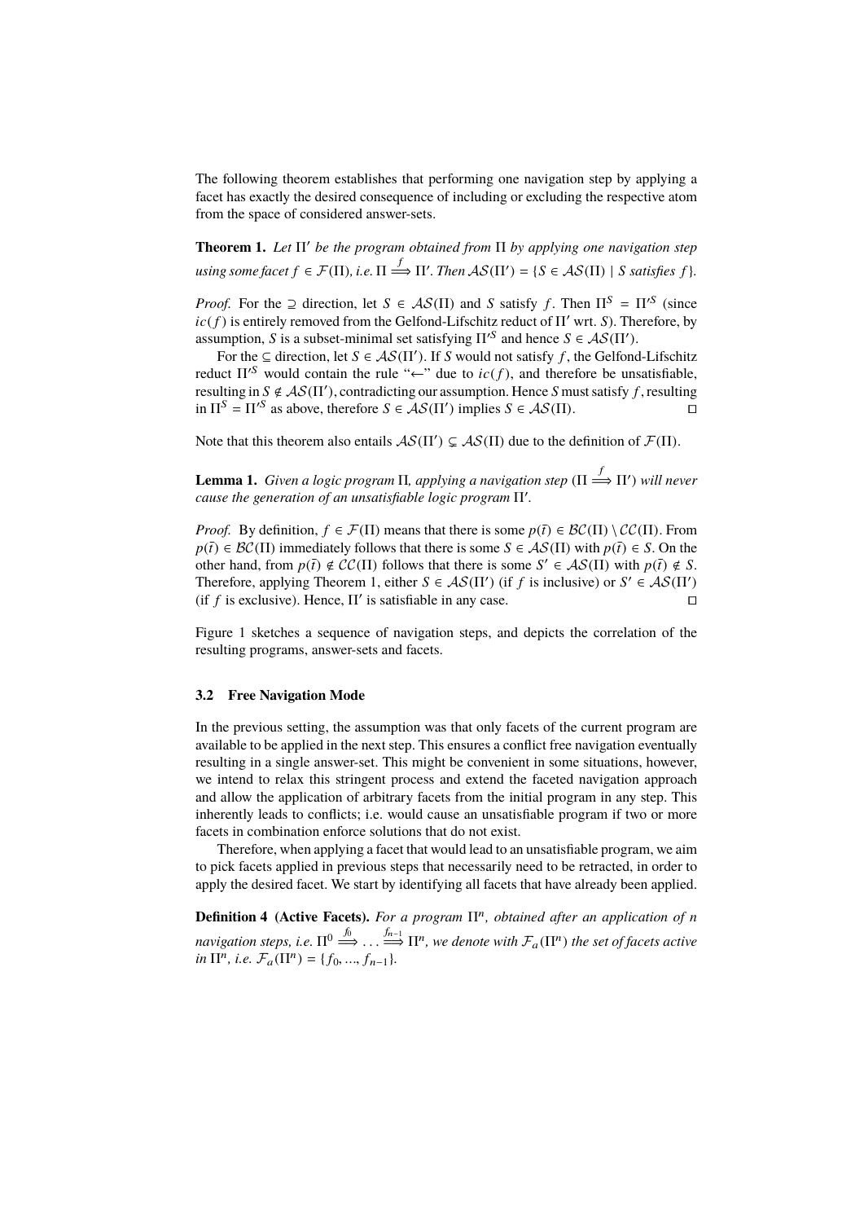The following theorem establishes that performing one navigation step by applying a facet has exactly the desired consequence of including or excluding the respective atom from the space of considered answer-sets.

**Theorem 1.** *Let* $\Pi'$ *be the program obtained from* $\Pi$ *by applying one navigation step using some facet* $f \in \mathcal{F}(\Pi)$*, i.e.* $\Pi \overset{f}{\Longrightarrow} \Pi'$*. Then* $\mathcal{AS}(\Pi') = \{S \in \mathcal{AS}(\Pi) \mid S \text{ satisfies } f\}$*.*

*Proof.* For the $\supseteq$ direction, let $S \in \mathcal{AS}(\Pi)$ and $S$ satisfy $f$. Then $\Pi^S = \Pi'^S$ (since $ic(f)$ is entirely removed from the Gelfond-Lifschitz reduct of $\Pi'$ wrt. $S$). Therefore, by assumption, $S$ is a subset-minimal set satisfying $\Pi'^S$ and hence $S \in \mathcal{AS}(\Pi')$.

For the $\subseteq$ direction, let $S \in \mathcal{AS}(\Pi')$. If $S$ would not satisfy $f$, the Gelfond-Lifschitz reduct $\Pi'^S$ would contain the rule "$\leftarrow$" due to $ic(f)$, and therefore be unsatisfiable, resulting in $S \notin \mathcal{AS}(\Pi')$, contradicting our assumption. Hence $S$ must satisfy $f$, resulting in $\Pi^S = \Pi'^S$ as above, therefore $S \in \mathcal{AS}(\Pi')$ implies $S \in \mathcal{AS}(\Pi)$. $\square$

Note that this theorem also entails $\mathcal{AS}(\Pi') \subsetneq \mathcal{AS}(\Pi)$ due to the definition of $\mathcal{F}(\Pi)$.

**Lemma 1.** *Given a logic program* $\Pi$*, applying a navigation step* ($\Pi \overset{f}{\Longrightarrow} \Pi'$) *will never cause the generation of an unsatisfiable logic program* $\Pi'$*.*

*Proof.* By definition, $f \in \mathcal{F}(\Pi)$ means that there is some $p(\bar{t}) \in \mathcal{BC}(\Pi) \setminus \mathcal{CC}(\Pi)$. From $p(\bar{t}) \in \mathcal{BC}(\Pi)$ immediately follows that there is some $S \in \mathcal{AS}(\Pi)$ with $p(\bar{t}) \in S$. On the other hand, from $p(\bar{t}) \notin \mathcal{CC}(\Pi)$ follows that there is some $S' \in \mathcal{AS}(\Pi)$ with $p(\bar{t}) \notin S$. Therefore, applying Theorem 1, either $S \in \mathcal{AS}(\Pi')$ (if $f$ is inclusive) or $S' \in \mathcal{AS}(\Pi')$ (if $f$ is exclusive). Hence, $\Pi'$ is satisfiable in any case. $\square$

Figure 1 sketches a sequence of navigation steps, and depicts the correlation of the resulting programs, answer-sets and facets.

### 3.2 Free Navigation Mode

In the previous setting, the assumption was that only facets of the current program are available to be applied in the next step. This ensures a conflict free navigation eventually resulting in a single answer-set. This might be convenient in some situations, however, we intend to relax this stringent process and extend the faceted navigation approach and allow the application of arbitrary facets from the initial program in any step. This inherently leads to conflicts; i.e. would cause an unsatisfiable program if two or more facets in combination enforce solutions that do not exist.

Therefore, when applying a facet that would lead to an unsatisfiable program, we aim to pick facets applied in previous steps that necessarily need to be retracted, in order to apply the desired facet. We start by identifying all facets that have already been applied.

**Definition 4 (Active Facets).** *For a program* $\Pi^n$*, obtained after an application of* $n$ *navigation steps, i.e.* $\Pi^0 \overset{f_0}{\Longrightarrow} \dots \overset{f_{n-1}}{\Longrightarrow} \Pi^n$*, we denote with* $\mathcal{F}_a(\Pi^n)$ *the set of facets active in* $\Pi^n$*, i.e.* $\mathcal{F}_a(\Pi^n) = \{f_0, ..., f_{n-1}\}$*.*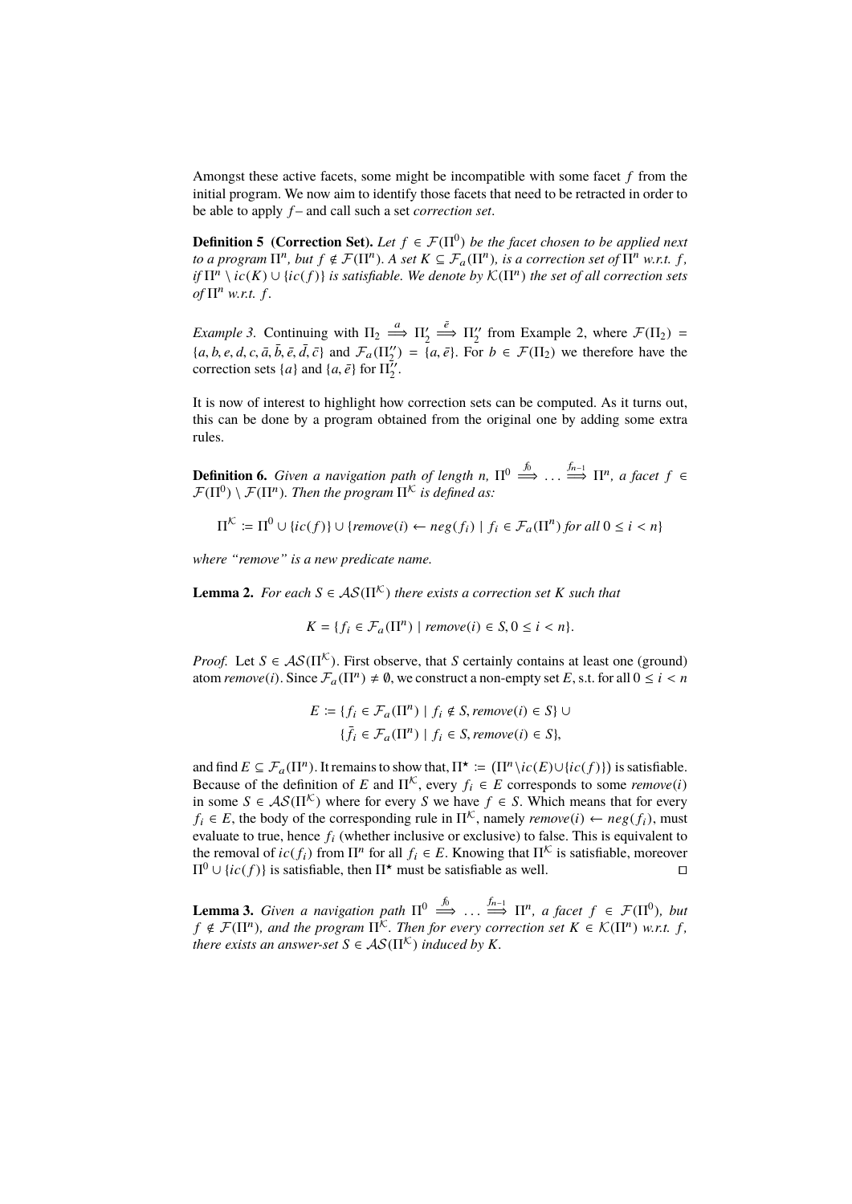Amongst these active facets, some might be incompatible with some facet $f$ from the initial program. We now aim to identify those facets that need to be retracted in order to be able to apply $f$ – and call such a set *correction set*.

**Definition 5 (Correction Set).** *Let $f \in \mathcal{F}(\Pi^0)$ be the facet chosen to be applied next to a program $\Pi^n$, but $f \notin \mathcal{F}(\Pi^n)$. A set $K \subseteq \mathcal{F}_a(\Pi^n)$, is a correction set of $\Pi^n$ w.r.t. $f$, if $\Pi^n \setminus ic(K) \cup \{ic(f)\}$ is satisfiable. We denote by $\mathcal{K}(\Pi^n)$ the set of all correction sets of $\Pi^n$ w.r.t. $f$.*

*Example 3.* Continuing with $\Pi_2 \overset{a}{\Longrightarrow} \Pi_2' \overset{\bar{e}}{\Longrightarrow} \Pi_2''$ from Example 2, where $\mathcal{F}(\Pi_2) = \{a, b, e, d, c, \bar{a}, \bar{b}, \bar{e}, \bar{d}, \bar{c}\}$ and $\mathcal{F}_a(\Pi_2'') = \{a, \bar{e}\}$. For $b \in \mathcal{F}(\Pi_2)$ we therefore have the correction sets $\{a\}$ and $\{a, \bar{e}\}$ for $\Pi_2''$.

It is now of interest to highlight how correction sets can be computed. As it turns out, this can be done by a program obtained from the original one by adding some extra rules.

**Definition 6.** *Given a navigation path of length n, $\Pi^0 \overset{f_0}{\Longrightarrow} \dots \overset{f_{n-1}}{\Longrightarrow} \Pi^n$, a facet $f \in \mathcal{F}(\Pi^0) \setminus \mathcal{F}(\Pi^n)$. Then the program $\Pi^{\mathcal{K}}$ is defined as:*

$$\Pi^{\mathcal{K}} := \Pi^0 \cup \{ic(f)\} \cup \{remove(i) \leftarrow neg(f_i) \mid f_i \in \mathcal{F}_a(\Pi^n) \text{ for all } 0 \leq i < n\}$$

*where "remove" is a new predicate name.*

**Lemma 2.** *For each $S \in \mathcal{AS}(\Pi^{\mathcal{K}})$ there exists a correction set $K$ such that*

$$K = \{f_i \in \mathcal{F}_a(\Pi^n) \mid remove(i) \in S, 0 \leq i < n\}.$$

*Proof.* Let $S \in \mathcal{AS}(\Pi^{\mathcal{K}})$. First observe, that $S$ certainly contains at least one (ground) atom *remove*$(i)$. Since $\mathcal{F}_a(\Pi^n) \neq \emptyset$, we construct a non-empty set $E$, s.t. for all $0 \leq i < n$

$$E := \{f_i \in \mathcal{F}_a(\Pi^n) \mid f_i \notin S, remove(i) \in S\} \cup \\ \{\bar{f}_i \in \mathcal{F}_a(\Pi^n) \mid f_i \in S, remove(i) \in S\},$$

and find $E \subseteq \mathcal{F}_a(\Pi^n)$. It remains to show that, $\Pi^\star := (\Pi^n \setminus ic(E) \cup \{ic(f)\})$ is satisfiable. Because of the definition of $E$ and $\Pi^{\mathcal{K}}$, every $f_i \in E$ corresponds to some *remove*$(i)$ in some $S \in \mathcal{AS}(\Pi^{\mathcal{K}})$ where for every $S$ we have $f \in S$. Which means that for every $f_i \in E$, the body of the corresponding rule in $\Pi^{\mathcal{K}}$, namely *remove*$(i) \leftarrow neg(f_i)$, must evaluate to true, hence $f_i$ (whether inclusive or exclusive) to false. This is equivalent to the removal of $ic(f_i)$ from $\Pi^n$ for all $f_i \in E$. Knowing that $\Pi^{\mathcal{K}}$ is satisfiable, moreover $\Pi^0 \cup \{ic(f)\}$ is satisfiable, then $\Pi^\star$ must be satisfiable as well. ◻

**Lemma 3.** *Given a navigation path $\Pi^0 \overset{f_0}{\Longrightarrow} \dots \overset{f_{n-1}}{\Longrightarrow} \Pi^n$, a facet $f \in \mathcal{F}(\Pi^0)$, but $f \notin \mathcal{F}(\Pi^n)$, and the program $\Pi^{\mathcal{K}}$. Then for every correction set $K \in \mathcal{K}(\Pi^n)$ w.r.t. $f$, there exists an answer-set $S \in \mathcal{AS}(\Pi^{\mathcal{K}})$ induced by $K$.*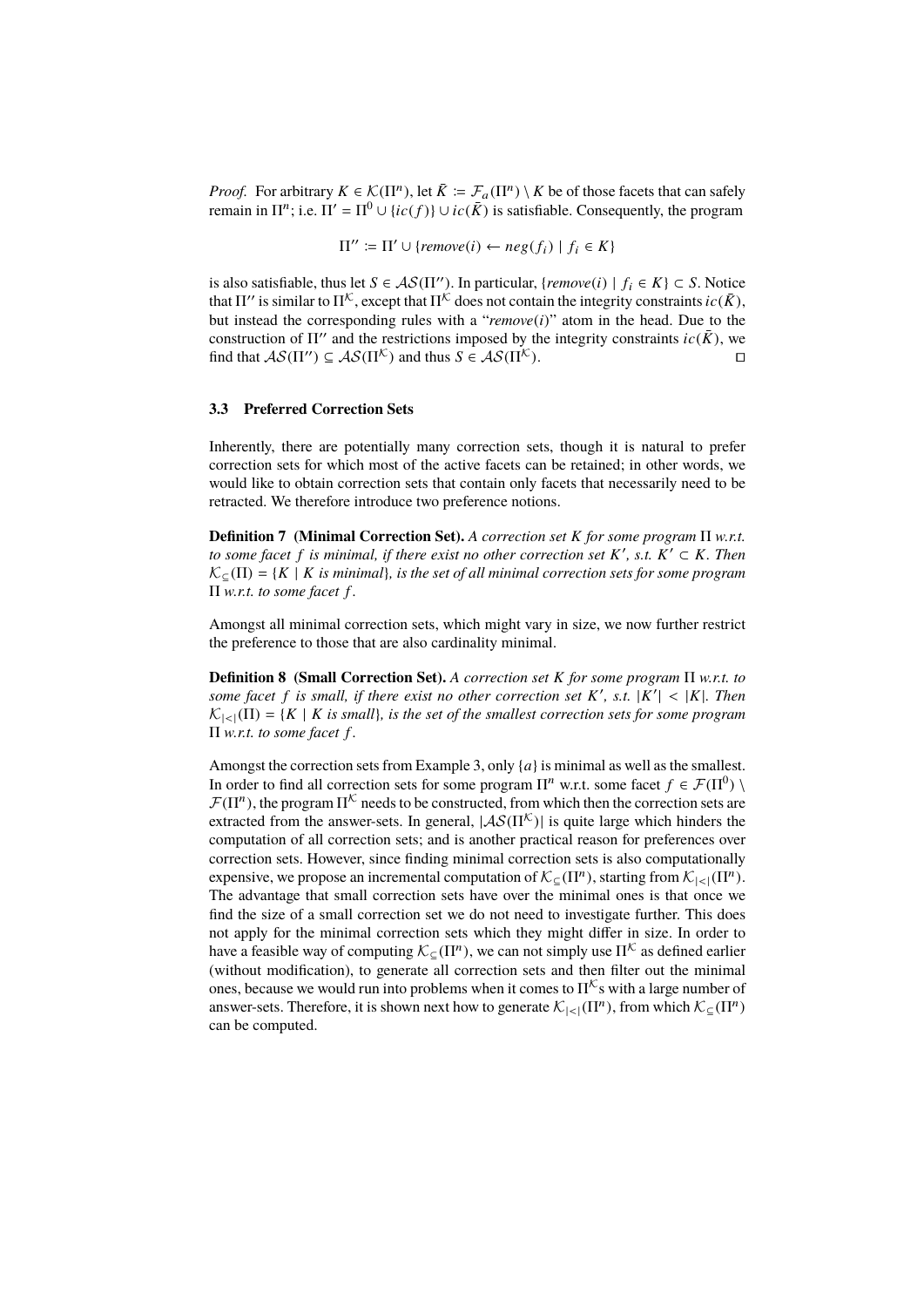*Proof.* For arbitrary $K \in \mathcal{K}(\Pi^n)$, let $\bar{K} := \mathcal{F}_a(\Pi^n) \setminus K$ be of those facets that can safely remain in $\Pi^n$; i.e. $\Pi' = \Pi^0 \cup \{ic(f)\} \cup ic(\bar{K})$ is satisfiable. Consequently, the program

$$\Pi'' := \Pi' \cup \{remove(i) \leftarrow neg(f_i) \mid f_i \in K\}$$

is also satisfiable, thus let $S \in \mathcal{AS}(\Pi'')$. In particular, $\{remove(i) \mid f_i \in K\} \subset S$. Notice that $\Pi''$ is similar to $\Pi^{\mathcal{K}}$, except that $\Pi^{\mathcal{K}}$ does not contain the integrity constraints $ic(\bar{K})$, but instead the corresponding rules with a "$remove(i)$" atom in the head. Due to the construction of $\Pi''$ and the restrictions imposed by the integrity constraints $ic(\bar{K})$, we find that $\mathcal{AS}(\Pi'') \subseteq \mathcal{AS}(\Pi^{\mathcal{K}})$ and thus $S \in \mathcal{AS}(\Pi^{\mathcal{K}})$. □

### 3.3 Preferred Correction Sets

Inherently, there are potentially many correction sets, though it is natural to prefer correction sets for which most of the active facets can be retained; in other words, we would like to obtain correction sets that contain only facets that necessarily need to be retracted. We therefore introduce two preference notions.

**Definition 7 (Minimal Correction Set).** *A correction set $K$ for some program $\Pi$ w.r.t. to some facet $f$ is minimal, if there exist no other correction set $K'$, s.t. $K' \subset K$. Then $\mathcal{K}_{\subseteq}(\Pi) = \{K \mid K \text{ is minimal}\}$, is the set of all minimal correction sets for some program $\Pi$ w.r.t. to some facet $f$.*

Amongst all minimal correction sets, which might vary in size, we now further restrict the preference to those that are also cardinality minimal.

**Definition 8 (Small Correction Set).** *A correction set $K$ for some program $\Pi$ w.r.t. to some facet $f$ is small, if there exist no other correction set $K'$, s.t. $|K'| < |K|$. Then $\mathcal{K}_{|<|}(\Pi) = \{K \mid K \text{ is small}\}$, is the set of the smallest correction sets for some program $\Pi$ w.r.t. to some facet $f$.*

Amongst the correction sets from Example 3, only $\{a\}$ is minimal as well as the smallest. In order to find all correction sets for some program $\Pi^n$ w.r.t. some facet $f \in \mathcal{F}(\Pi^0) \setminus \mathcal{F}(\Pi^n)$, the program $\Pi^{\mathcal{K}}$ needs to be constructed, from which then the correction sets are extracted from the answer-sets. In general, $|\mathcal{AS}(\Pi^{\mathcal{K}})|$ is quite large which hinders the computation of all correction sets; and is another practical reason for preferences over correction sets. However, since finding minimal correction sets is also computationally expensive, we propose an incremental computation of $\mathcal{K}_{\subseteq}(\Pi^n)$, starting from $\mathcal{K}_{|<|}(\Pi^n)$. The advantage that small correction sets have over the minimal ones is that once we find the size of a small correction set we do not need to investigate further. This does not apply for the minimal correction sets which they might differ in size. In order to have a feasible way of computing $\mathcal{K}_{\subseteq}(\Pi^n)$, we can not simply use $\Pi^{\mathcal{K}}$ as defined earlier (without modification), to generate all correction sets and then filter out the minimal ones, because we would run into problems when it comes to $\Pi^{\mathcal{K}}$s with a large number of answer-sets. Therefore, it is shown next how to generate $\mathcal{K}_{|<|}(\Pi^n)$, from which $\mathcal{K}_{\subseteq}(\Pi^n)$ can be computed.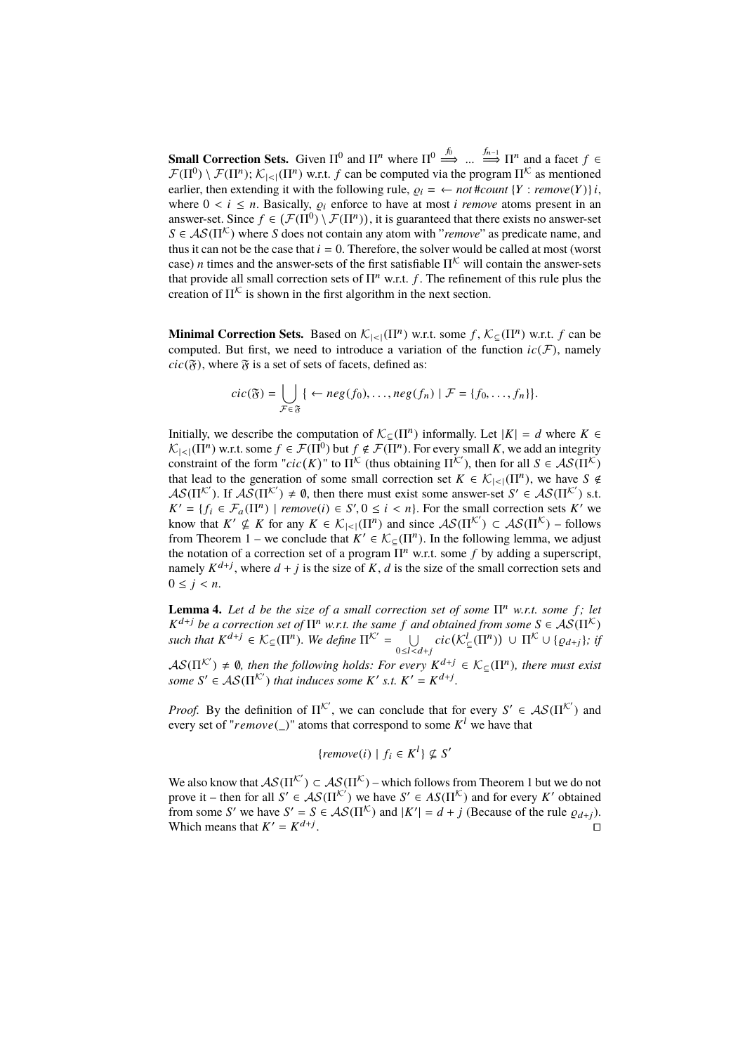**Small Correction Sets.** Given $\Pi^0$ and $\Pi^n$ where $\Pi^0 \overset{f_0}{\Longrightarrow} \ldots \overset{f_{n-1}}{\Longrightarrow} \Pi^n$ and a facet $f \in \mathcal{F}(\Pi^0) \setminus \mathcal{F}(\Pi^n)$; $\mathcal{K}_{|<|}(\Pi^n)$ w.r.t. $f$ can be computed via the program $\Pi^{\mathcal{K}}$ as mentioned earlier, then extending it with the following rule, $\varrho_i = \leftarrow not \, \#count\,\{Y : remove(Y)\}\, i$, where $0 < i \leq n$. Basically, $\varrho_i$ enforce to have at most $i$ *remove* atoms present in an answer-set. Since $f \in (\mathcal{F}(\Pi^0) \setminus \mathcal{F}(\Pi^n))$, it is guaranteed that there exists no answer-set $S \in \mathcal{AS}(\Pi^{\mathcal{K}})$ where $S$ does not contain any atom with "*remove*" as predicate name, and thus it can not be the case that $i = 0$. Therefore, the solver would be called at most (worst case) $n$ times and the answer-sets of the first satisfiable $\Pi^{\mathcal{K}}$ will contain the answer-sets that provide all small correction sets of $\Pi^n$ w.r.t. $f$. The refinement of this rule plus the creation of $\Pi^{\mathcal{K}}$ is shown in the first algorithm in the next section.

**Minimal Correction Sets.** Based on $\mathcal{K}_{|<|}(\Pi^n)$ w.r.t. some $f$, $\mathcal{K}_{\subseteq}(\Pi^n)$ w.r.t. $f$ can be computed. But first, we need to introduce a variation of the function $ic(\mathcal{F})$, namely $cic(\mathfrak{F})$, where $\mathfrak{F}$ is a set of sets of facets, defined as:

$$cic(\mathfrak{F}) = \bigcup_{\mathcal{F} \in \mathfrak{F}} \{ \leftarrow neg(f_0), \ldots, neg(f_n) \mid \mathcal{F} = \{f_0, \ldots, f_n\}\}.$$

Initially, we describe the computation of $\mathcal{K}_{\subseteq}(\Pi^n)$ informally. Let $|K| = d$ where $K \in \mathcal{K}_{|<|}(\Pi^n)$ w.r.t. some $f \in \mathcal{F}(\Pi^0)$ but $f \notin \mathcal{F}(\Pi^n)$. For every small $K$, we add an integrity constraint of the form "$cic(K)$" to $\Pi^{\mathcal{K}}$ (thus obtaining $\Pi^{\mathcal{K}'}$), then for all $S \in \mathcal{AS}(\Pi^{\mathcal{K}})$ that lead to the generation of some small correction set $K \in \mathcal{K}_{|<|}(\Pi^n)$, we have $S \notin \mathcal{AS}(\Pi^{\mathcal{K}'})$. If $\mathcal{AS}(\Pi^{\mathcal{K}'}) \neq \emptyset$, then there must exist some answer-set $S' \in \mathcal{AS}(\Pi^{\mathcal{K}'})$ s.t. $K' = \{f_i \in \mathcal{F}_a(\Pi^n) \mid remove(i) \in S', 0 \leq i < n\}$. For the small correction sets $K'$ we know that $K' \nsubseteq K$ for any $K \in \mathcal{K}_{|<|}(\Pi^n)$ and since $\mathcal{AS}(\Pi^{\mathcal{K}'}) \subset \mathcal{AS}(\Pi^{\mathcal{K}})$ – follows from Theorem 1 – we conclude that $K' \in \mathcal{K}_{\subseteq}(\Pi^n)$. In the following lemma, we adjust the notation of a correction set of a program $\Pi^n$ w.r.t. some $f$ by adding a superscript, namely $K^{d+j}$, where $d + j$ is the size of $K$, $d$ is the size of the small correction sets and $0 \leq j < n$.

**Lemma 4.** *Let $d$ be the size of a small correction set of some $\Pi^n$ w.r.t. some $f$; let $K^{d+j}$ be a correction set of $\Pi^n$ w.r.t. the same $f$ and obtained from some $S \in \mathcal{AS}(\Pi^{\mathcal{K}})$ such that $K^{d+j} \in \mathcal{K}_{\subseteq}(\Pi^n)$. We define $\Pi^{\mathcal{K}'} = \bigcup_{0 \leq l < d+j} cic(\mathcal{K}^l_{\subseteq}(\Pi^n)) \cup \Pi^{\mathcal{K}} \cup \{\varrho_{d+j}\}$; if $\mathcal{AS}(\Pi^{\mathcal{K}'}) \neq \emptyset$, then the following holds: For every $K^{d+j} \in \mathcal{K}_{\subseteq}(\Pi^n)$, there must exist some $S' \in \mathcal{AS}(\Pi^{\mathcal{K}'})$ that induces some $K'$ s.t. $K' = K^{d+j}$.*

*Proof.* By the definition of $\Pi^{\mathcal{K}'}$, we can conclude that for every $S' \in \mathcal{AS}(\Pi^{\mathcal{K}'})$ and every set of "$remove(\_)$" atoms that correspond to some $K^l$ we have that

$$\{remove(i) \mid f_i \in K^l\} \nsubseteq S'$$

We also know that $\mathcal{AS}(\Pi^{\mathcal{K}'}) \subset \mathcal{AS}(\Pi^{\mathcal{K}})$ – which follows from Theorem 1 but we do not prove it – then for all $S' \in \mathcal{AS}(\Pi^{\mathcal{K}'})$ we have $S' \in AS(\Pi^{\mathcal{K}})$ and for every $K'$ obtained from some $S'$ we have $S' = S \in \mathcal{AS}(\Pi^{\mathcal{K}})$ and $|K'| = d + j$ (Because of the rule $\varrho_{d+j}$). Which means that $K' = K^{d+j}$. □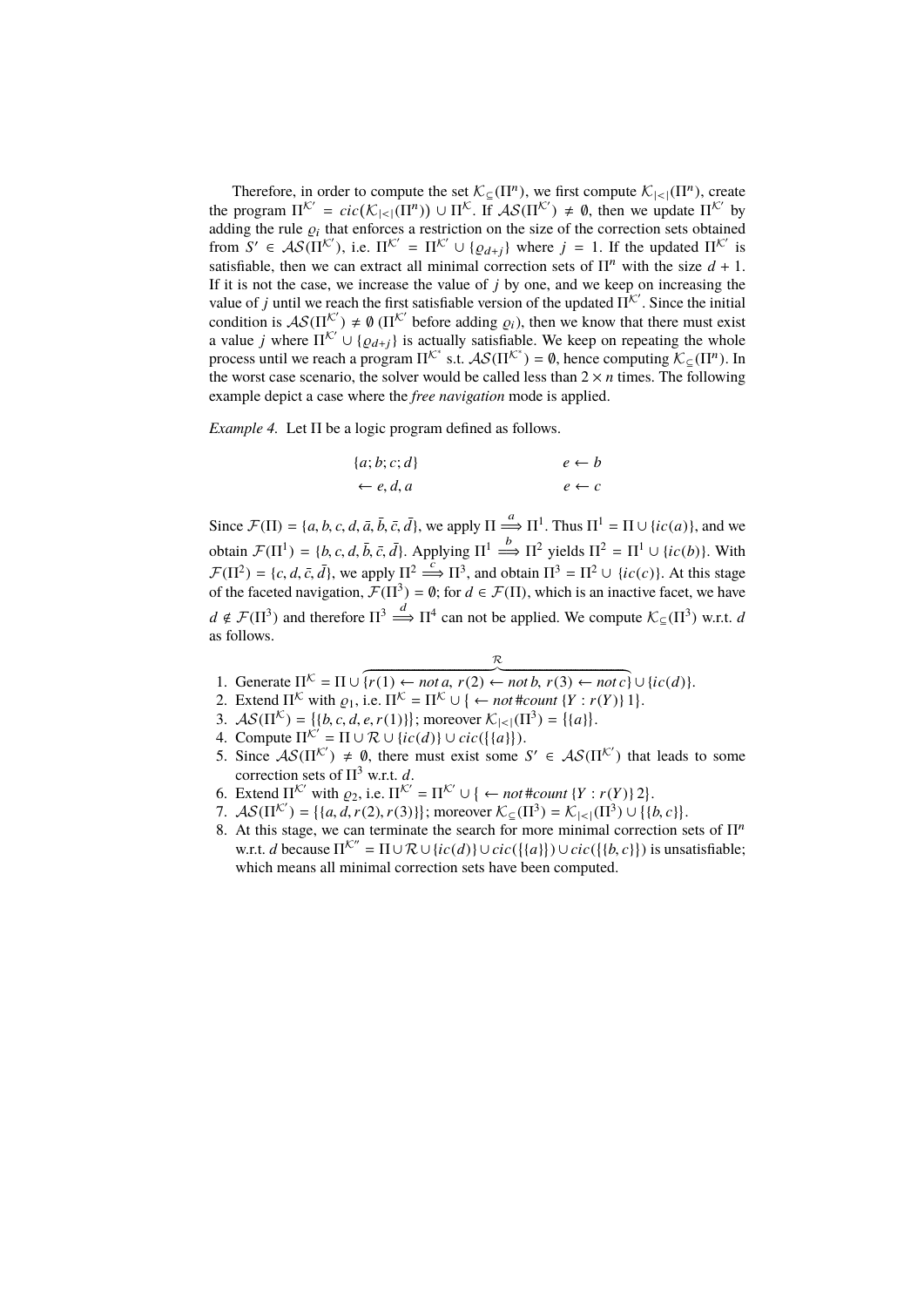Therefore, in order to compute the set $\mathcal{K}_{\subseteq}(\Pi^n)$, we first compute $\mathcal{K}_{|<|}(\Pi^n)$, create the program $\Pi^{\mathcal{K}'} = cic(\mathcal{K}_{|<|}(\Pi^n)) \cup \Pi^{\mathcal{K}}$. If $\mathcal{AS}(\Pi^{\mathcal{K}'}) \neq \emptyset$, then we update $\Pi^{\mathcal{K}'}$ by adding the rule $\varrho_i$ that enforces a restriction on the size of the correction sets obtained from $S' \in \mathcal{AS}(\Pi^{\mathcal{K}'})$, i.e. $\Pi^{\mathcal{K}'} = \Pi^{\mathcal{K}'} \cup \{\varrho_{d+j}\}$ where $j = 1$. If the updated $\Pi^{\mathcal{K}'}$ is satisfiable, then we can extract all minimal correction sets of $\Pi^n$ with the size $d + 1$. If it is not the case, we increase the value of $j$ by one, and we keep on increasing the value of $j$ until we reach the first satisfiable version of the updated $\Pi^{\mathcal{K}'}$. Since the initial condition is $\mathcal{AS}(\Pi^{\mathcal{K}'}) \neq \emptyset$ ($\Pi^{\mathcal{K}'}$ before adding $\varrho_i$), then we know that there must exist a value $j$ where $\Pi^{\mathcal{K}'} \cup \{\varrho_{d+j}\}$ is actually satisfiable. We keep on repeating the whole process until we reach a program $\Pi^{\mathcal{K}^*}$ s.t. $\mathcal{AS}(\Pi^{\mathcal{K}^*}) = \emptyset$, hence computing $\mathcal{K}_{\subseteq}(\Pi^n)$. In the worst case scenario, the solver would be called less than $2 \times n$ times. The following example depict a case where the *free navigation* mode is applied.

*Example 4.* Let $\Pi$ be a logic program defined as follows.

$$
\begin{array}{ll}
\{a; b; c; d\} & \qquad\qquad e \leftarrow b \\
\leftarrow e, d, a & \qquad\qquad e \leftarrow c
\end{array}
$$

Since $\mathcal{F}(\Pi) = \{a, b, c, d, \bar{a}, \bar{b}, \bar{c}, \bar{d}\}$, we apply $\Pi \overset{a}{\Longrightarrow} \Pi^1$. Thus $\Pi^1 = \Pi \cup \{ic(a)\}$, and we obtain $\mathcal{F}(\Pi^1) = \{b, c, d, \bar{b}, \bar{c}, \bar{d}\}$. Applying $\Pi^1 \overset{b}{\Longrightarrow} \Pi^2$ yields $\Pi^2 = \Pi^1 \cup \{ic(b)\}$. With $\mathcal{F}(\Pi^2) = \{c, d, \bar{c}, \bar{d}\}$, we apply $\Pi^2 \overset{c}{\Longrightarrow} \Pi^3$, and obtain $\Pi^3 = \Pi^2 \cup \{ic(c)\}$. At this stage of the faceted navigation, $\mathcal{F}(\Pi^3) = \emptyset$; for $d \in \mathcal{F}(\Pi)$, which is an inactive facet, we have $d \notin \mathcal{F}(\Pi^3)$ and therefore $\Pi^3 \overset{d}{\Longrightarrow} \Pi^4$ can not be applied. We compute $\mathcal{K}_{\subseteq}(\Pi^3)$ w.r.t. $d$ as follows.

1. Generate $\Pi^{\mathcal{K}} = \Pi \cup \overbrace{\{r(1) \leftarrow \mathit{not}\, a,\ r(2) \leftarrow \mathit{not}\, b,\ r(3) \leftarrow \mathit{not}\, c\}}^{\mathcal{R}} \cup \{ic(d)\}$.
2. Extend $\Pi^{\mathcal{K}}$ with $\varrho_1$, i.e. $\Pi^{\mathcal{K}} = \Pi^{\mathcal{K}} \cup \{\leftarrow \mathit{not}\, \#\mathit{count}\, \{Y : r(Y)\}\, 1\}$.
3. $\mathcal{AS}(\Pi^{\mathcal{K}}) = \{\{b, c, d, e, r(1)\}\}$; moreover $\mathcal{K}_{|<|}(\Pi^3) = \{\{a\}\}$.
4. Compute $\Pi^{\mathcal{K}'} = \Pi \cup \mathcal{R} \cup \{ic(d)\} \cup cic(\{\{a\}\})$.
5. Since $\mathcal{AS}(\Pi^{\mathcal{K}'}) \neq \emptyset$, there must exist some $S' \in \mathcal{AS}(\Pi^{\mathcal{K}'})$ that leads to some correction sets of $\Pi^3$ w.r.t. $d$.
6. Extend $\Pi^{\mathcal{K}'}$ with $\varrho_2$, i.e. $\Pi^{\mathcal{K}'} = \Pi^{\mathcal{K}'} \cup \{\leftarrow \mathit{not}\, \#\mathit{count}\, \{Y : r(Y)\}\, 2\}$.
7. $\mathcal{AS}(\Pi^{\mathcal{K}'}) = \{\{a, d, r(2), r(3)\}\}$; moreover $\mathcal{K}_{\subseteq}(\Pi^3) = \mathcal{K}_{|<|}(\Pi^3) \cup \{\{b, c\}\}$.
8. At this stage, we can terminate the search for more minimal correction sets of $\Pi^n$ w.r.t. $d$ because $\Pi^{\mathcal{K}''} = \Pi \cup \mathcal{R} \cup \{ic(d)\} \cup cic(\{\{a\}\}) \cup cic(\{\{b, c\}\})$ is unsatisfiable; which means all minimal correction sets have been computed.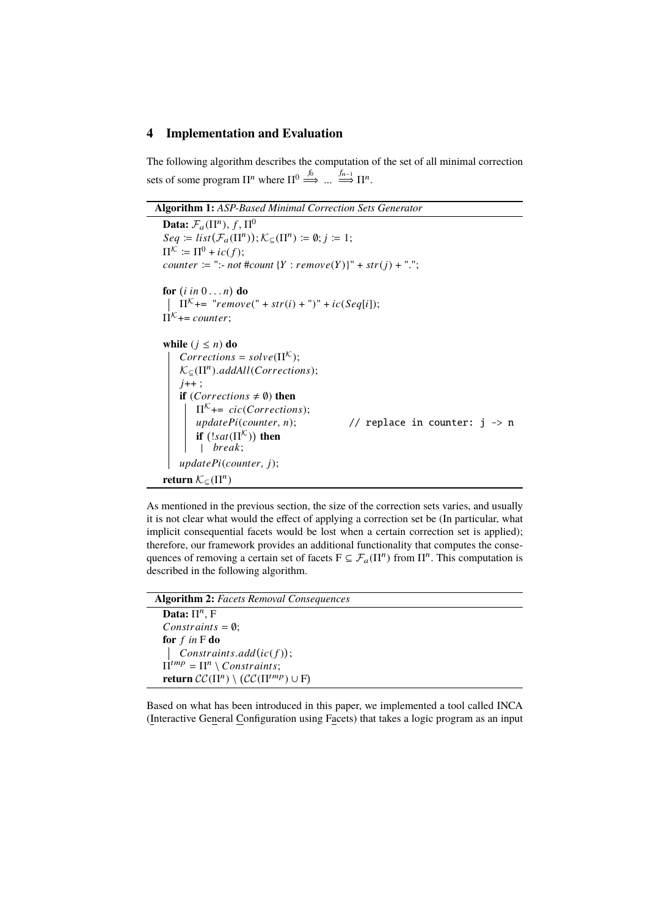## 4 Implementation and Evaluation

The following algorithm describes the computation of the set of all minimal correction sets of some program $\Pi^n$ where $\Pi^0 \overset{f_0}{\Longrightarrow} \ldots \overset{f_{n-1}}{\Longrightarrow} \Pi^n$.

**Algorithm 1:** *ASP-Based Minimal Correction Sets Generator*

```
Data: F_a(Π^n), f, Π^0
Seq := list(F_a(Π^n)); K_⊆(Π^n) := ∅; j := 1;
Π^K := Π^0 + ic(f);
counter := ":- not #count {Y : remove(Y)}" + str(j) + ".";

for (i in 0 . . . n) do
  | Π^K += "remove(" + str(i) + ")" + ic(Seq[i]);
Π^K += counter;

while (j ≤ n) do
  | Corrections = solve(Π^K);
  | K_⊆(Π^n).addAll(Corrections);
  | j++ ;
  | if (Corrections ≠ ∅) then
  |   | Π^K += cic(Corrections);
  |   | updatePi(counter, n);          // replace in counter: j -> n
  |   | if (!sat(Π^K)) then
  |   |   | break;
  | updatePi(counter, j);
return K_⊆(Π^n)
```

As mentioned in the previous section, the size of the correction sets varies, and usually it is not clear what would the effect of applying a correction set be (In particular, what implicit consequential facets would be lost when a certain correction set is applied); therefore, our framework provides an additional functionality that computes the consequences of removing a certain set of facets $\mathrm{F} \subseteq \mathcal{F}_a(\Pi^n)$ from $\Pi^n$. This computation is described in the following algorithm.

**Algorithm 2:** *Facets Removal Consequences*

```
Data: Π^n, F
Constraints = ∅;
for f in F do
  | Constraints.add(ic(f));
Π^tmp = Π^n \ Constraints;
return CC(Π^n) \ (CC(Π^tmp) ∪ F)
```

Based on what has been introduced in this paper, we implemented a tool called INCA (Interactive General Configuration using Facets) that takes a logic program as an input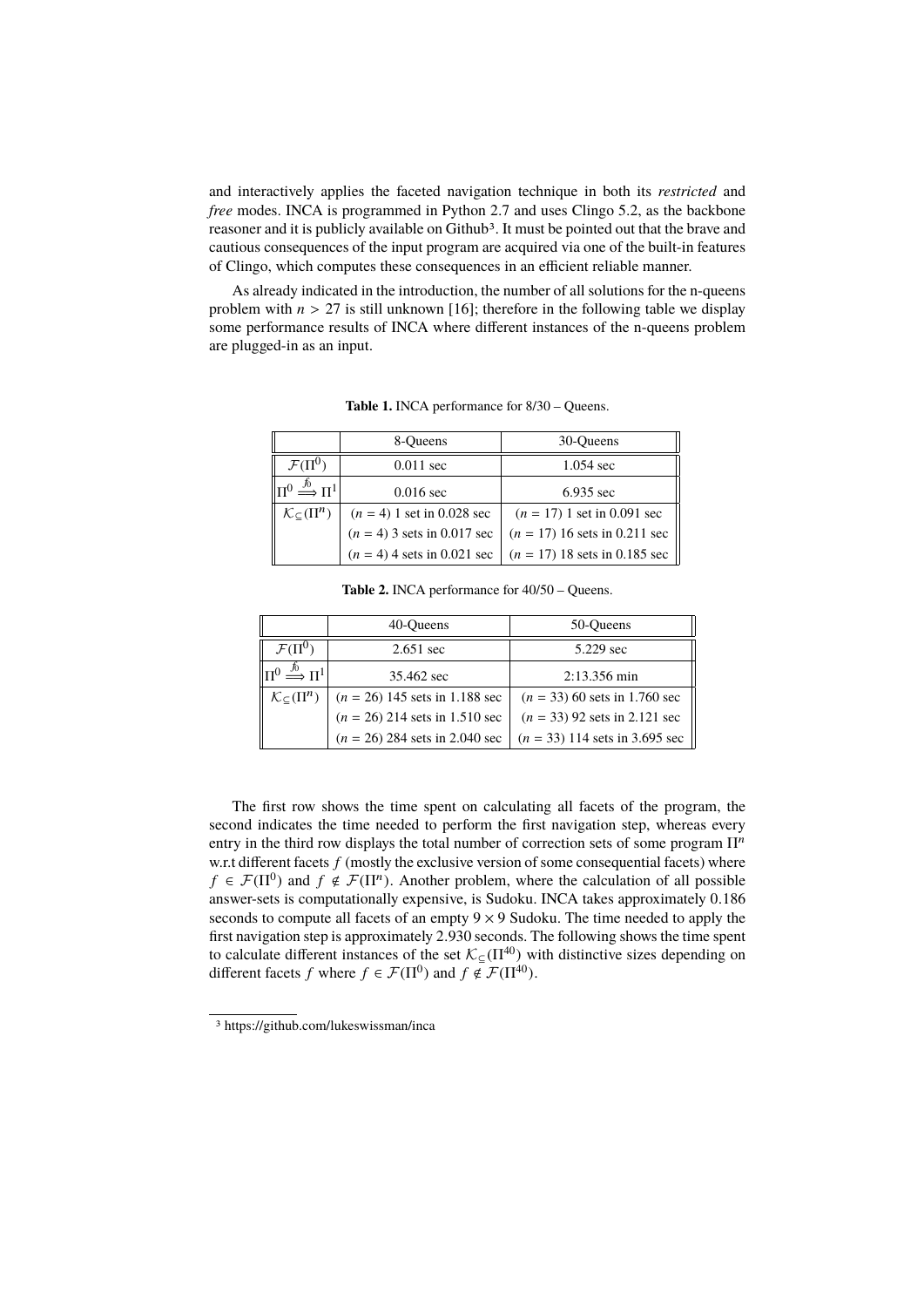and interactively applies the faceted navigation technique in both its *restricted* and *free* modes. INCA is programmed in Python 2.7 and uses Clingo 5.2, as the backbone reasoner and it is publicly available on Github[3]. It must be pointed out that the brave and cautious consequences of the input program are acquired via one of the built-in features of Clingo, which computes these consequences in an efficient reliable manner.

As already indicated in the introduction, the number of all solutions for the n-queens problem with $n > 27$ is still unknown [16]; therefore in the following table we display some performance results of INCA where different instances of the n-queens problem are plugged-in as an input.

**Table 1.** INCA performance for 8/30 – Queens.

| | 8-Queens | 30-Queens |
|---|---|---|
| $\mathcal{F}(\Pi^0)$ | 0.011 sec | 1.054 sec |
| $\Pi^0 \overset{f_0}{\Longrightarrow} \Pi^1$ | 0.016 sec | 6.935 sec |
| $\mathcal{K}_{\subseteq}(\Pi^n)$ | $(n = 4)$ 1 set in 0.028 sec | $(n = 17)$ 1 set in 0.091 sec |
| | $(n = 4)$ 3 sets in 0.017 sec | $(n = 17)$ 16 sets in 0.211 sec |
| | $(n = 4)$ 4 sets in 0.021 sec | $(n = 17)$ 18 sets in 0.185 sec |

**Table 2.** INCA performance for 40/50 – Queens.

| | 40-Queens | 50-Queens |
|---|---|---|
| $\mathcal{F}(\Pi^0)$ | 2.651 sec | 5.229 sec |
| $\Pi^0 \overset{f_0}{\Longrightarrow} \Pi^1$ | 35.462 sec | 2:13.356 min |
| $\mathcal{K}_{\subseteq}(\Pi^n)$ | $(n = 26)$ 145 sets in 1.188 sec | $(n = 33)$ 60 sets in 1.760 sec |
| | $(n = 26)$ 214 sets in 1.510 sec | $(n = 33)$ 92 sets in 2.121 sec |
| | $(n = 26)$ 284 sets in 2.040 sec | $(n = 33)$ 114 sets in 3.695 sec |

The first row shows the time spent on calculating all facets of the program, the second indicates the time needed to perform the first navigation step, whereas every entry in the third row displays the total number of correction sets of some program $\Pi^n$ w.r.t different facets $f$ (mostly the exclusive version of some consequential facets) where $f \in \mathcal{F}(\Pi^0)$ and $f \notin \mathcal{F}(\Pi^n)$. Another problem, where the calculation of all possible answer-sets is computationally expensive, is Sudoku. INCA takes approximately 0.186 seconds to compute all facets of an empty $9 \times 9$ Sudoku. The time needed to apply the first navigation step is approximately 2.930 seconds. The following shows the time spent to calculate different instances of the set $\mathcal{K}_{\subseteq}(\Pi^{40})$ with distinctive sizes depending on different facets $f$ where $f \in \mathcal{F}(\Pi^0)$ and $f \notin \mathcal{F}(\Pi^{40})$.

[3] https://github.com/lukeswissman/inca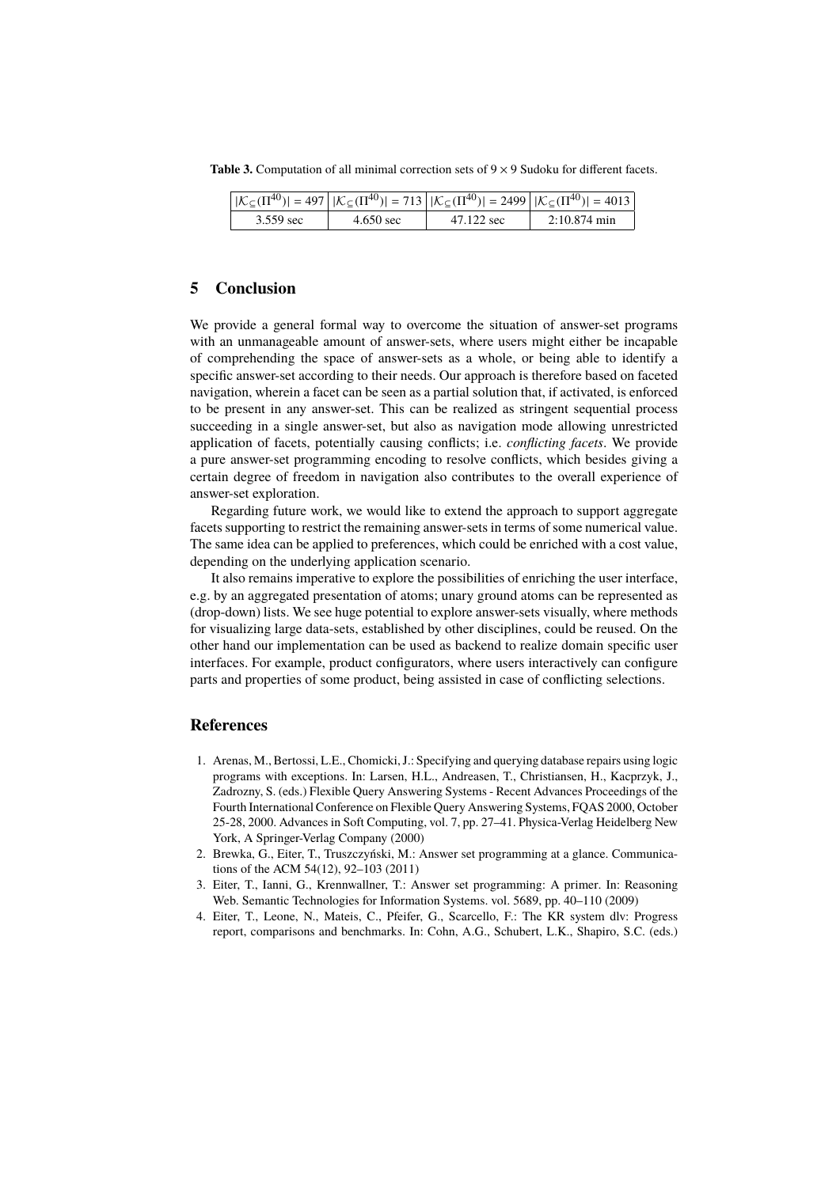**Table 3.** Computation of all minimal correction sets of $9 \times 9$ Sudoku for different facets.

| $\lvert\mathcal{K}_{\subseteq}(\Pi^{40})\rvert = 497$ | $\lvert\mathcal{K}_{\subseteq}(\Pi^{40})\rvert = 713$ | $\lvert\mathcal{K}_{\subseteq}(\Pi^{40})\rvert = 2499$ | $\lvert\mathcal{K}_{\subseteq}(\Pi^{40})\rvert = 4013$ |
|---|---|---|---|
| 3.559 sec | 4.650 sec | 47.122 sec | 2:10.874 min |

## 5 Conclusion

We provide a general formal way to overcome the situation of answer-set programs with an unmanageable amount of answer-sets, where users might either be incapable of comprehending the space of answer-sets as a whole, or being able to identify a specific answer-set according to their needs. Our approach is therefore based on faceted navigation, wherein a facet can be seen as a partial solution that, if activated, is enforced to be present in any answer-set. This can be realized as stringent sequential process succeeding in a single answer-set, but also as navigation mode allowing unrestricted application of facets, potentially causing conflicts; i.e. *conflicting facets*. We provide a pure answer-set programming encoding to resolve conflicts, which besides giving a certain degree of freedom in navigation also contributes to the overall experience of answer-set exploration.

Regarding future work, we would like to extend the approach to support aggregate facets supporting to restrict the remaining answer-sets in terms of some numerical value. The same idea can be applied to preferences, which could be enriched with a cost value, depending on the underlying application scenario.

It also remains imperative to explore the possibilities of enriching the user interface, e.g. by an aggregated presentation of atoms; unary ground atoms can be represented as (drop-down) lists. We see huge potential to explore answer-sets visually, where methods for visualizing large data-sets, established by other disciplines, could be reused. On the other hand our implementation can be used as backend to realize domain specific user interfaces. For example, product configurators, where users interactively can configure parts and properties of some product, being assisted in case of conflicting selections.

## References

1. Arenas, M., Bertossi, L.E., Chomicki, J.: Specifying and querying database repairs using logic programs with exceptions. In: Larsen, H.L., Andreasen, T., Christiansen, H., Kacprzyk, J., Zadrozny, S. (eds.) Flexible Query Answering Systems - Recent Advances Proceedings of the Fourth International Conference on Flexible Query Answering Systems, FQAS 2000, October 25-28, 2000. Advances in Soft Computing, vol. 7, pp. 27–41. Physica-Verlag Heidelberg New York, A Springer-Verlag Company (2000)
2. Brewka, G., Eiter, T., Truszczyński, M.: Answer set programming at a glance. Communications of the ACM 54(12), 92–103 (2011)
3. Eiter, T., Ianni, G., Krennwallner, T.: Answer set programming: A primer. In: Reasoning Web. Semantic Technologies for Information Systems. vol. 5689, pp. 40–110 (2009)
4. Eiter, T., Leone, N., Mateis, C., Pfeifer, G., Scarcello, F.: The KR system dlv: Progress report, comparisons and benchmarks. In: Cohn, A.G., Schubert, L.K., Shapiro, S.C. (eds.)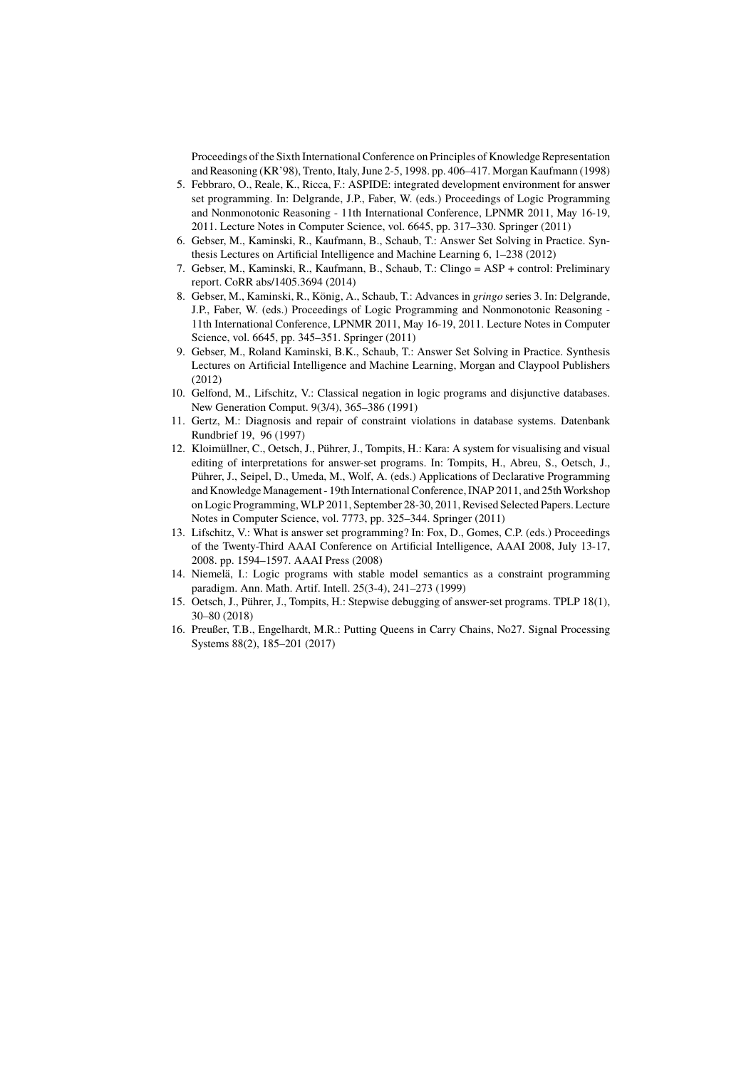Proceedings of the Sixth International Conference on Principles of Knowledge Representation and Reasoning (KR'98), Trento, Italy, June 2-5, 1998. pp. 406–417. Morgan Kaufmann (1998)

5. Febbraro, O., Reale, K., Ricca, F.: ASPIDE: integrated development environment for answer set programming. In: Delgrande, J.P., Faber, W. (eds.) Proceedings of Logic Programming and Nonmonotonic Reasoning - 11th International Conference, LPNMR 2011, May 16-19, 2011. Lecture Notes in Computer Science, vol. 6645, pp. 317–330. Springer (2011)
6. Gebser, M., Kaminski, R., Kaufmann, B., Schaub, T.: Answer Set Solving in Practice. Synthesis Lectures on Artificial Intelligence and Machine Learning 6, 1–238 (2012)
7. Gebser, M., Kaminski, R., Kaufmann, B., Schaub, T.: Clingo = ASP + control: Preliminary report. CoRR abs/1405.3694 (2014)
8. Gebser, M., Kaminski, R., König, A., Schaub, T.: Advances in *gringo* series 3. In: Delgrande, J.P., Faber, W. (eds.) Proceedings of Logic Programming and Nonmonotonic Reasoning - 11th International Conference, LPNMR 2011, May 16-19, 2011. Lecture Notes in Computer Science, vol. 6645, pp. 345–351. Springer (2011)
9. Gebser, M., Roland Kaminski, B.K., Schaub, T.: Answer Set Solving in Practice. Synthesis Lectures on Artificial Intelligence and Machine Learning, Morgan and Claypool Publishers (2012)
10. Gelfond, M., Lifschitz, V.: Classical negation in logic programs and disjunctive databases. New Generation Comput. 9(3/4), 365–386 (1991)
11. Gertz, M.: Diagnosis and repair of constraint violations in database systems. Datenbank Rundbrief 19, 96 (1997)
12. Kloimüllner, C., Oetsch, J., Pührer, J., Tompits, H.: Kara: A system for visualising and visual editing of interpretations for answer-set programs. In: Tompits, H., Abreu, S., Oetsch, J., Pührer, J., Seipel, D., Umeda, M., Wolf, A. (eds.) Applications of Declarative Programming and Knowledge Management - 19th International Conference, INAP 2011, and 25th Workshop on Logic Programming, WLP 2011, September 28-30, 2011, Revised Selected Papers. Lecture Notes in Computer Science, vol. 7773, pp. 325–344. Springer (2011)
13. Lifschitz, V.: What is answer set programming? In: Fox, D., Gomes, C.P. (eds.) Proceedings of the Twenty-Third AAAI Conference on Artificial Intelligence, AAAI 2008, July 13-17, 2008. pp. 1594–1597. AAAI Press (2008)
14. Niemelä, I.: Logic programs with stable model semantics as a constraint programming paradigm. Ann. Math. Artif. Intell. 25(3-4), 241–273 (1999)
15. Oetsch, J., Pührer, J., Tompits, H.: Stepwise debugging of answer-set programs. TPLP 18(1), 30–80 (2018)
16. Preußer, T.B., Engelhardt, M.R.: Putting Queens in Carry Chains, No27. Signal Processing Systems 88(2), 185–201 (2017)